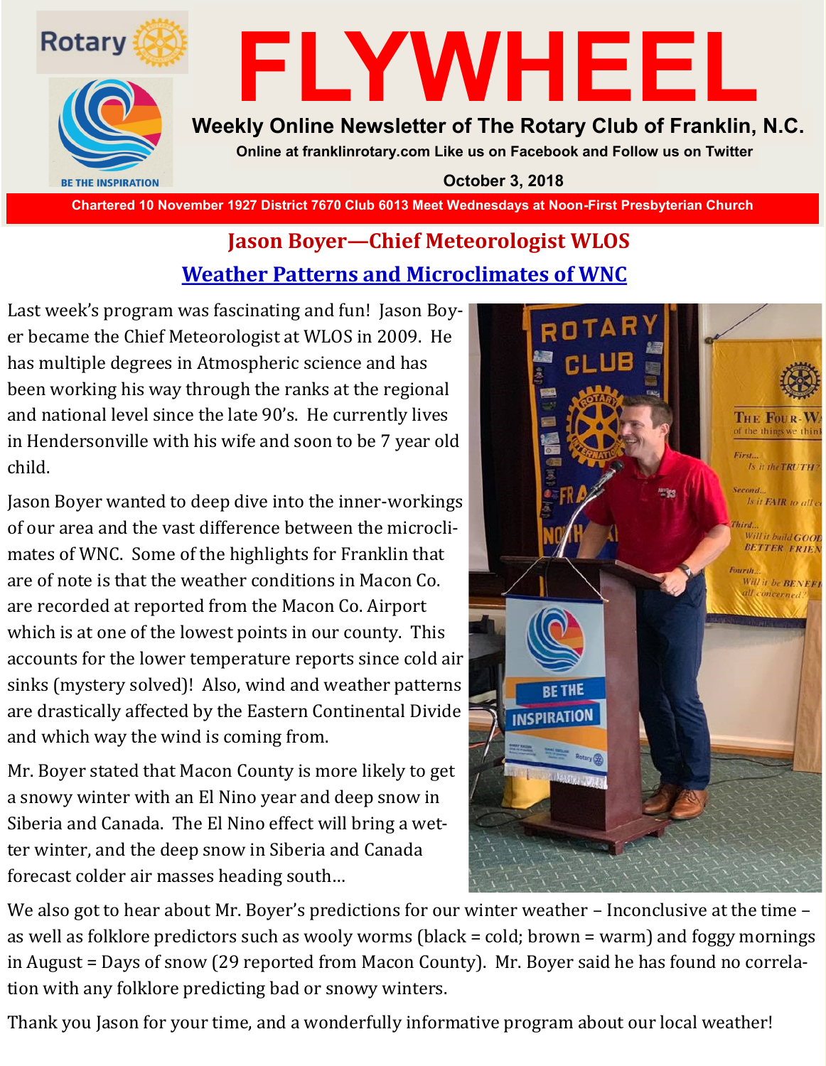# FLYWHEEL

**Weekly Online Newsletter of The Rotary Club of Franklin, N.C.**

**Online at franklinrotary.com Like us on Facebook and Follow us on Twitter**

**October 3, 2018**

**Chartered 10 November 1927 District 7670 Club 6013 Meet Wednesdays at Noon-First Presbyterian Church**

## Jason Boyer—Chief Meteorologist WLOS

## Weather Patterns and Microclimates of WNC

Last week's program was fascinating and fun! Jason Boyer became the Chief Meteorologist at WLOS in 2009. He has multiple degrees in Atmospheric science and has been working his way through the ranks at the regional and national level since the late 90's. He currently lives in Hendersonville with his wife and soon to be 7 year old child.

Jason Boyer wanted to deep dive into the inner-workings of our area and the vast difference between the microclimates of WNC. Some of the highlights for Franklin that are of note is that the weather conditions in Macon Co. are recorded at reported from the Macon Co. Airport which is at one of the lowest points in our county. This accounts for the lower temperature reports since cold air sinks (mystery solved)! Also, wind and weather patterns are drastically affected by the Eastern Continental Divide and which way the wind is coming from.

Mr. Boyer stated that Macon County is more likely to get a snowy winter with an El Nino year and deep snow in Siberia and Canada. The El Nino effect will bring a wetter winter, and the deep snow in Siberia and Canada forecast colder air masses heading south…

We also got to hear about Mr. Boyer's predictions for our winter weather – Inconclusive at the time – as well as folklore predictors such as wooly worms (black = cold; brown = warm) and foggy mornings in August = Days of snow (29 reported from Macon County). Mr. Boyer said he has found no correlation with any folklore predicting bad or snowy winters.

Thank you Jason for your time, and a wonderfully informative program about our local weather!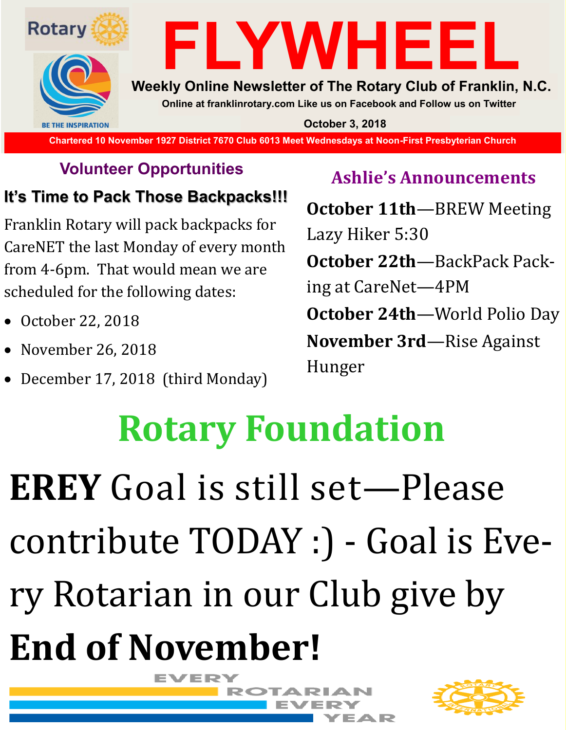Rotary

# FLYWHEEL

BE THE INSPIRATION

**Weekly Online Newsletter of The Rotary Club of Franklin, N.C.**

**Online at franklinrotary.com Like us on Facebook and Follow us on Twitter**

**October 3, 2018**

**Chartered 10 November 1927 District 7670 Club 6013 Meet Wednesdays at Noon-First Presbyterian Church**

## Volunteer Opportunities

### It's Time to Pack Those Backpacks!!!

Franklin Rotary will pack backpacks for CareNET the last Monday of every month from 4-6pm. That would mean we are scheduled for the following dates:

- October 22, 2018
- November 26, 2018
- December 17, 2018 (third Monday)

## Ashlie's Announcements

**October 11th**—BREW Meeting Lazy Hiker 5:30

**October 22th**—BackPack Packing at CareNet—4PM

**October 24th**—World Polio Day

**November 3rd**—Rise Against Hunger

# Rotary Foundation

**EREY** Goal is still set—Please contribute TODAY :) - Goal is Every Rotarian in our Club give by **End of November!**

EVERY ROTARIAN EVERY YEAR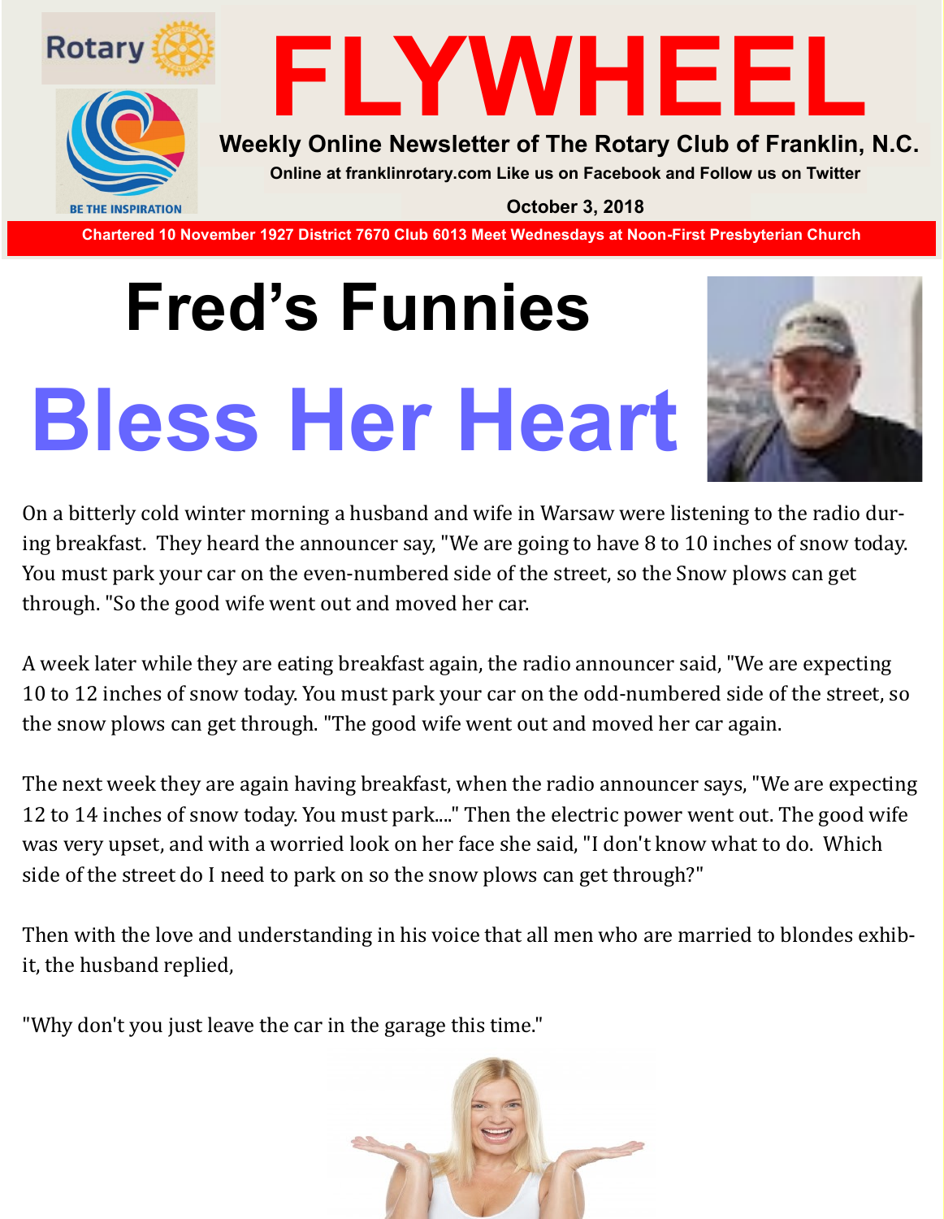# FLYWHEEL

**Weekly Online Newsletter of The Rotary Club of Franklin, N.C.**

**Online at franklinrotary.com Like us on Facebook and Follow us on Twitter**

**October 3, 2018**

**Chartered 10 November 1927 District 7670 Club 6013 Meet Wednesdays at Noon-First Presbyterian Church**

# Fred's Funnies

# Bless Her Heart

On a bitterly cold winter morning a husband and wife in Warsaw were listening to the radio during breakfast. They heard the announcer say, "We are going to have 8 to 10 inches of snow today. You must park your car on the even-numbered side of the street, so the Snow plows can get through. "So the good wife went out and moved her car.

A week later while they are eating breakfast again, the radio announcer said, "We are expecting 10 to 12 inches of snow today. You must park your car on the odd-numbered side of the street, so the snow plows can get through. "The good wife went out and moved her car again.

The next week they are again having breakfast, when the radio announcer says, "We are expecting 12 to 14 inches of snow today. You must park...." Then the electric power went out. The good wife was very upset, and with a worried look on her face she said, "I don't know what to do. Which side of the street do I need to park on so the snow plows can get through?"

Then with the love and understanding in his voice that all men who are married to blondes exhibit, the husband replied,

"Why don't you just leave the car in the garage this time."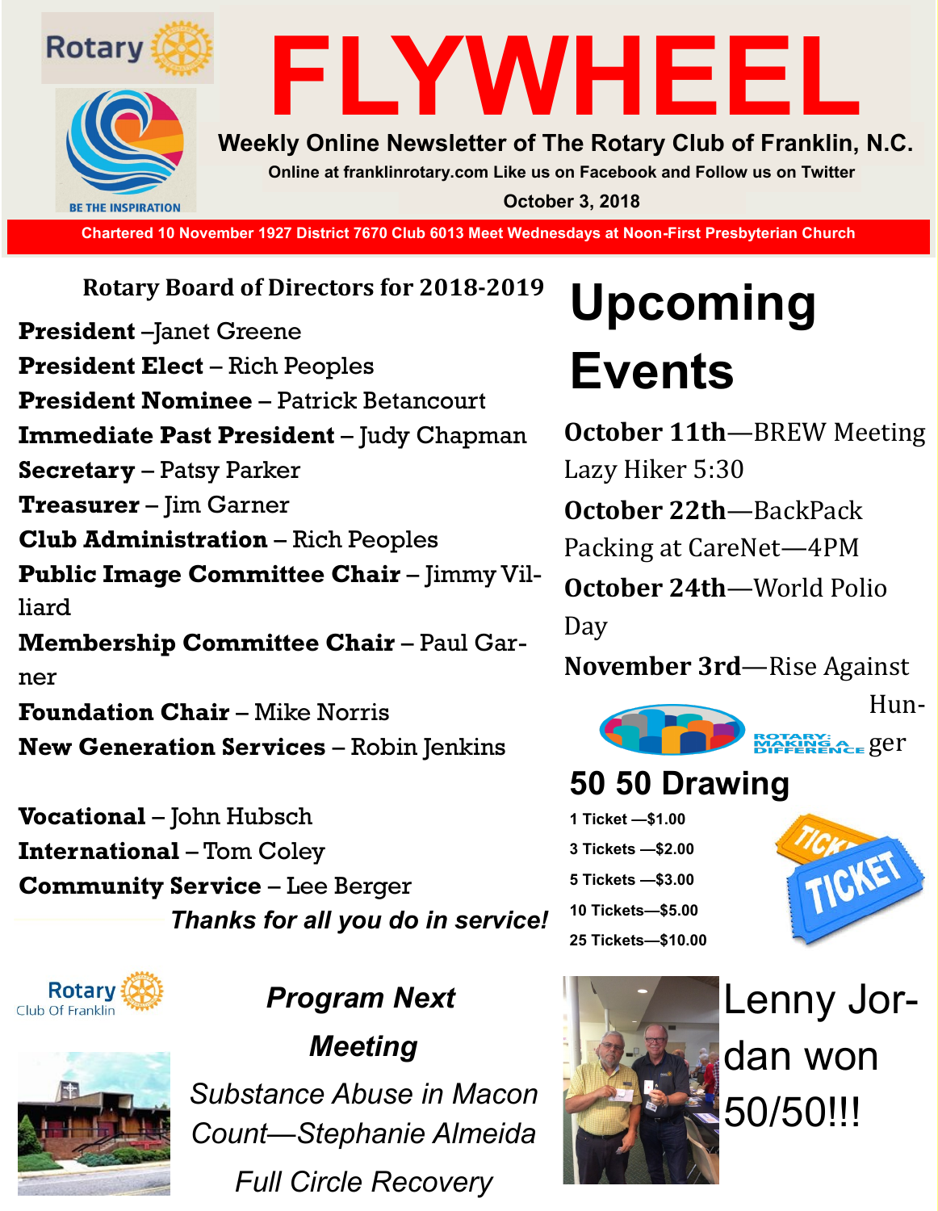Rotary

# FLYWHEEL

**Weekly Online Newsletter of The Rotary Club of Franklin, N.C.**

**Online at franklinrotary.com Like us on Facebook and Follow us on Twitter**

**October 3, 2018**

BE THE INSPIRATION

**Chartered 10 November 1927 District 7670 Club 6013 Meet Wednesdays at Noon-First Presbyterian Church**

## Rotary Board of Directors for 2018-2019

**President** –Janet Greene
**President Elect** – Rich Peoples
**President Nominee** – Patrick Betancourt
**Immediate Past President** – Judy Chapman
**Secretary** – Patsy Parker
**Treasurer** – Jim Garner
**Club Administration** – Rich Peoples
**Public Image Committee Chair** – Jimmy Villiard
**Membership Committee Chair** – Paul Garner
**Foundation Chair** – Mike Norris
**New Generation Services** – Robin Jenkins

**Vocational** – John Hubsch
**International** – Tom Coley
**Community Service** – Lee Berger

***Thanks for all you do in service!***

## Upcoming Events

**October 11th**—BREW Meeting Lazy Hiker 5:30

**October 22th**—BackPack Packing at CareNet—4PM

**October 24th**—World Polio Day

**November 3rd**—Rise Against Hunger

ROTARY: MAKING A DIFFERENCE

## 50 50 Drawing

**1 Ticket —$1.00**
**3 Tickets —$2.00**
**5 Tickets —$3.00**
**10 Tickets—$5.00**
**25 Tickets—$10.00**

Rotary Club Of Franklin

***Program Next Meeting***

*Substance Abuse in Macon Count—Stephanie Almeida*

*Full Circle Recovery*

Lenny Jordan won 50/50!!!